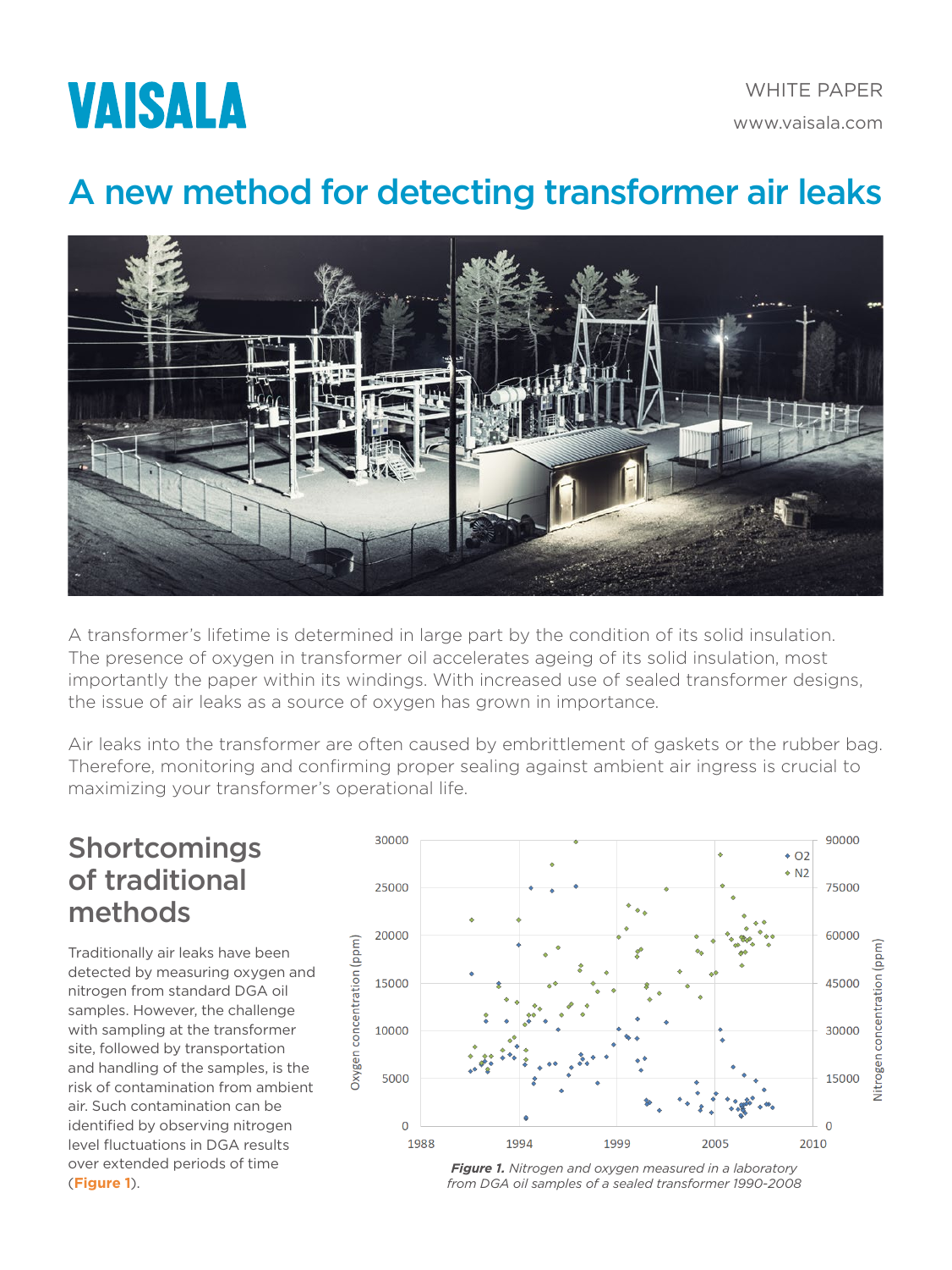VAISALA

WHITE PAPER

www.vaisala.com

# A new method for detecting transformer air leaks

A transformer's lifetime is determined in large part by the condition of its solid insulation. The presence of oxygen in transformer oil accelerates ageing of its solid insulation, most importantly the paper within its windings. With increased use of sealed transformer designs, the issue of air leaks as a source of oxygen has grown in importance.

Air leaks into the transformer are often caused by embrittlement of gaskets or the rubber bag. Therefore, monitoring and confirming proper sealing against ambient air ingress is crucial to maximizing your transformer's operational life.

## Shortcomings of traditional methods

Traditionally air leaks have been detected by measuring oxygen and nitrogen from standard DGA oil samples. However, the challenge with sampling at the transformer site, followed by transportation and handling of the samples, is the risk of contamination from ambient air. Such contamination can be identified by observing nitrogen level fluctuations in DGA results over extended periods of time (**Figure 1**).

***Figure 1.*** *Nitrogen and oxygen measured in a laboratory from DGA oil samples of a sealed transformer 1990-2008*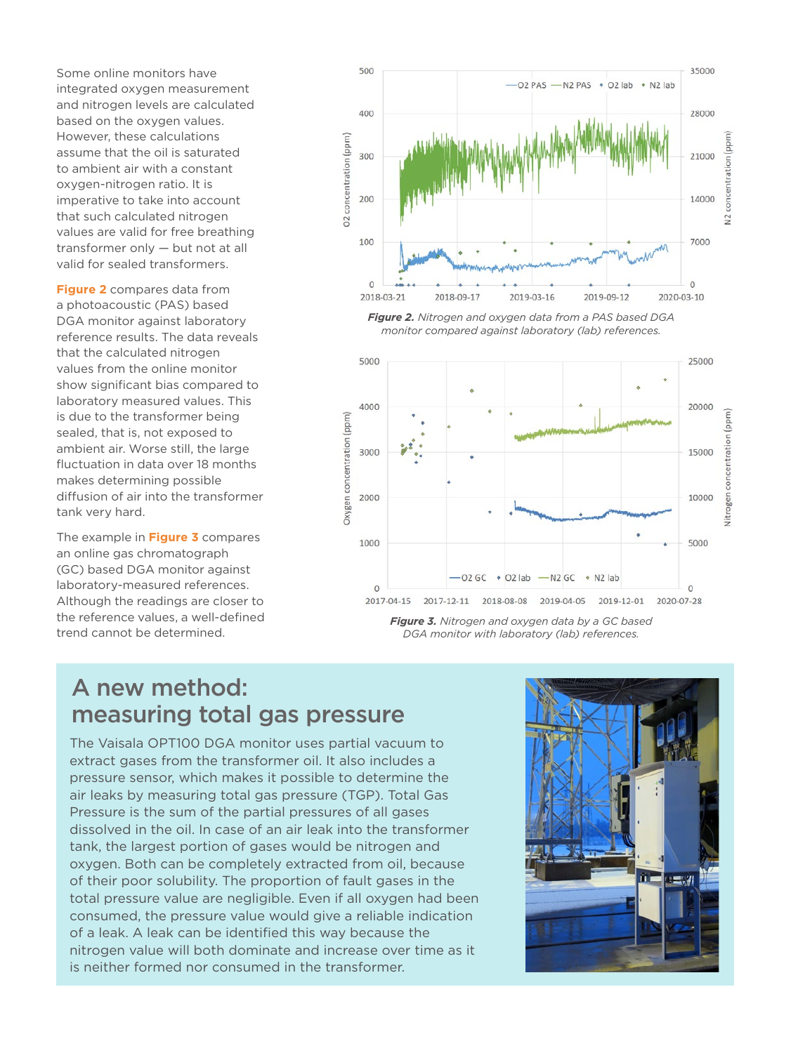Some online monitors have integrated oxygen measurement and nitrogen levels are calculated based on the oxygen values. However, these calculations assume that the oil is saturated to ambient air with a constant oxygen-nitrogen ratio. It is imperative to take into account that such calculated nitrogen values are valid for free breathing transformer only — but not at all valid for sealed transformers.

**Figure 2** compares data from a photoacoustic (PAS) based DGA monitor against laboratory reference results. The data reveals that the calculated nitrogen values from the online monitor show significant bias compared to laboratory measured values. This is due to the transformer being sealed, that is, not exposed to ambient air. Worse still, the large fluctuation in data over 18 months makes determining possible diffusion of air into the transformer tank very hard.

The example in **Figure 3** compares an online gas chromatograph (GC) based DGA monitor against laboratory-measured references. Although the readings are closer to the reference values, a well-defined trend cannot be determined.

***Figure 2.*** *Nitrogen and oxygen data from a PAS based DGA monitor compared against laboratory (lab) references.*

***Figure 3.*** *Nitrogen and oxygen data by a GC based DGA monitor with laboratory (lab) references.*

## A new method: measuring total gas pressure

The Vaisala OPT100 DGA monitor uses partial vacuum to extract gases from the transformer oil. It also includes a pressure sensor, which makes it possible to determine the air leaks by measuring total gas pressure (TGP). Total Gas Pressure is the sum of the partial pressures of all gases dissolved in the oil. In case of an air leak into the transformer tank, the largest portion of gases would be nitrogen and oxygen. Both can be completely extracted from oil, because of their poor solubility. The proportion of fault gases in the total pressure value are negligible. Even if all oxygen had been consumed, the pressure value would give a reliable indication of a leak. A leak can be identified this way because the nitrogen value will both dominate and increase over time as it is neither formed nor consumed in the transformer.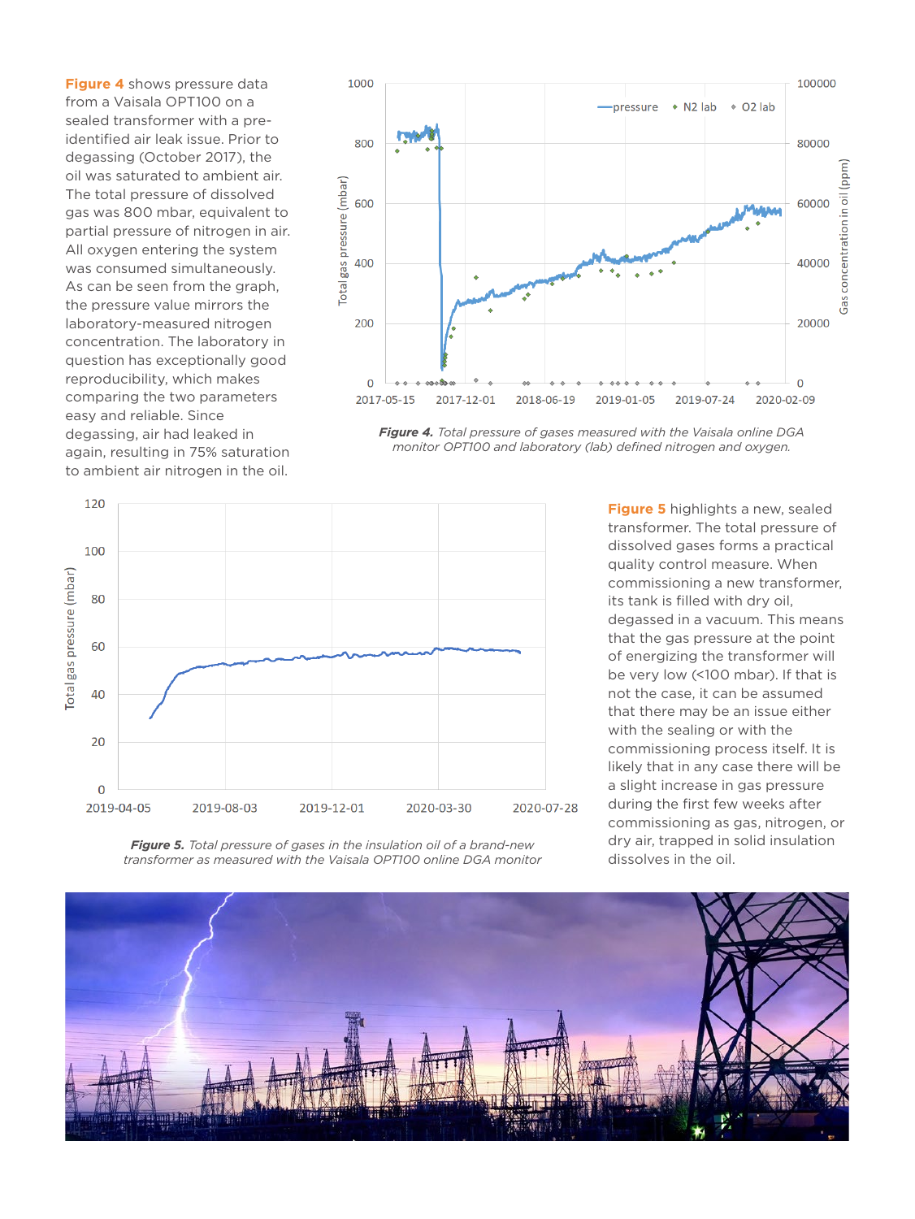**Figure 4** shows pressure data from a Vaisala OPT100 on a sealed transformer with a pre-identified air leak issue. Prior to degassing (October 2017), the oil was saturated to ambient air. The total pressure of dissolved gas was 800 mbar, equivalent to partial pressure of nitrogen in air. All oxygen entering the system was consumed simultaneously. As can be seen from the graph, the pressure value mirrors the laboratory-measured nitrogen concentration. The laboratory in question has exceptionally good reproducibility, which makes comparing the two parameters easy and reliable. Since degassing, air had leaked in again, resulting in 75% saturation to ambient air nitrogen in the oil.

***Figure 4.*** *Total pressure of gases measured with the Vaisala online DGA monitor OPT100 and laboratory (lab) defined nitrogen and oxygen.*

***Figure 5.*** *Total pressure of gases in the insulation oil of a brand-new transformer as measured with the Vaisala OPT100 online DGA monitor*

**Figure 5** highlights a new, sealed transformer. The total pressure of dissolved gases forms a practical quality control measure. When commissioning a new transformer, its tank is filled with dry oil, degassed in a vacuum. This means that the gas pressure at the point of energizing the transformer will be very low (<100 mbar). If that is not the case, it can be assumed that there may be an issue either with the sealing or with the commissioning process itself. It is likely that in any case there will be a slight increase in gas pressure during the first few weeks after commissioning as gas, nitrogen, or dry air, trapped in solid insulation dissolves in the oil.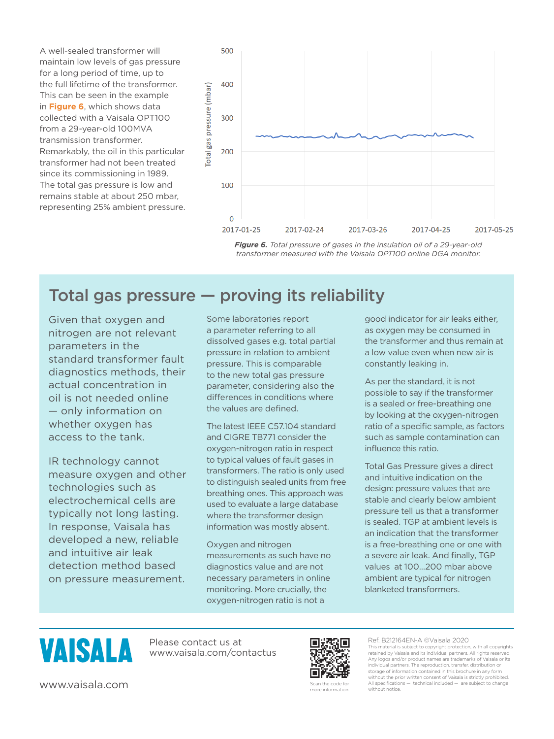A well-sealed transformer will maintain low levels of gas pressure for a long period of time, up to the full lifetime of the transformer. This can be seen in the example in **Figure 6**, which shows data collected with a Vaisala OPT100 from a 29-year-old 100MVA transmission transformer. Remarkably, the oil in this particular transformer had not been treated since its commissioning in 1989. The total gas pressure is low and remains stable at about 250 mbar, representing 25% ambient pressure.

Total gas pressure (mbar)

500
400
300
200
100
0

2017-01-25
2017-02-24
2017-03-26
2017-04-25
2017-05-25

***Figure 6.*** *Total pressure of gases in the insulation oil of a 29-year-old transformer measured with the Vaisala OPT100 online DGA monitor.*

## Total gas pressure — proving its reliability

Given that oxygen and nitrogen are not relevant parameters in the standard transformer fault diagnostics methods, their actual concentration in oil is not needed online — only information on whether oxygen has access to the tank.

IR technology cannot measure oxygen and other technologies such as electrochemical cells are typically not long lasting. In response, Vaisala has developed a new, reliable and intuitive air leak detection method based on pressure measurement.

Some laboratories report a parameter referring to all dissolved gases e.g. total partial pressure in relation to ambient pressure. This is comparable to the new total gas pressure parameter, considering also the differences in conditions where the values are defined.

The latest IEEE C57.104 standard and CIGRE TB771 consider the oxygen-nitrogen ratio in respect to typical values of fault gases in transformers. The ratio is only used to distinguish sealed units from free breathing ones. This approach was used to evaluate a large database where the transformer design information was mostly absent.

Oxygen and nitrogen measurements as such have no diagnostics value and are not necessary parameters in online monitoring. More crucially, the oxygen-nitrogen ratio is not a good indicator for air leaks either, as oxygen may be consumed in the transformer and thus remain at a low value even when new air is constantly leaking in.

As per the standard, it is not possible to say if the transformer is a sealed or free-breathing one by looking at the oxygen-nitrogen ratio of a specific sample, as factors such as sample contamination can influence this ratio.

Total Gas Pressure gives a direct and intuitive indication on the design: pressure values that are stable and clearly below ambient pressure tell us that a transformer is sealed. TGP at ambient levels is an indication that the transformer is a free-breathing one or one with a severe air leak. And finally, TGP values at 100...200 mbar above ambient are typical for nitrogen blanketed transformers.

VAISALA

www.vaisala.com

Please contact us at
www.vaisala.com/contactus

Scan the code for more information

Ref. B212164EN-A ©Vaisala 2020
This material is subject to copyright protection, with all copyrights retained by Vaisala and its individual partners. All rights reserved. Any logos and/or product names are trademarks of Vaisala or its individual partners. The reproduction, transfer, distribution or storage of information contained in this brochure in any form without the prior written consent of Vaisala is strictly prohibited. All specifications — technical included — are subject to change without notice.